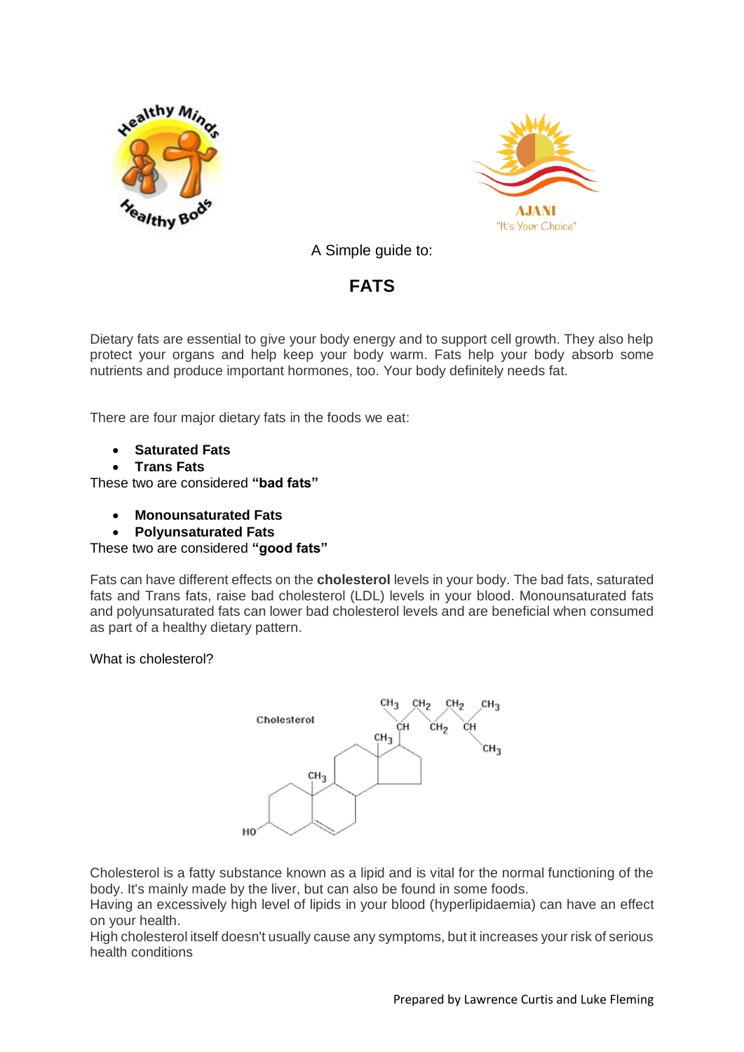Healthy Minds Healthy Bods

AJANI
"It's Your Choice"

A Simple guide to:

# FATS

Dietary fats are essential to give your body energy and to support cell growth. They also help protect your organs and help keep your body warm. Fats help your body absorb some nutrients and produce important hormones, too. Your body definitely needs fat.

There are four major dietary fats in the foods we eat:

- **Saturated Fats**
- **Trans Fats**

These two are considered **"bad fats"**

- **Monounsaturated Fats**
- **Polyunsaturated Fats**

These two are considered **"good fats"**

Fats can have different effects on the **cholesterol** levels in your body. The bad fats, saturated fats and Trans fats, raise bad cholesterol (LDL) levels in your blood. Monounsaturated fats and polyunsaturated fats can lower bad cholesterol levels and are beneficial when consumed as part of a healthy dietary pattern.

What is cholesterol?

Cholesterol

$CH_3$ $CH_2$ $CH_2$ $CH_3$
CH $CH_2$ CH
$CH_3$
$CH_3$
$CH_3$
HO

Cholesterol is a fatty substance known as a lipid and is vital for the normal functioning of the body. It's mainly made by the liver, but can also be found in some foods.
Having an excessively high level of lipids in your blood (hyperlipidaemia) can have an effect on your health.
High cholesterol itself doesn't usually cause any symptoms, but it increases your risk of serious health conditions

Prepared by Lawrence Curtis and Luke Fleming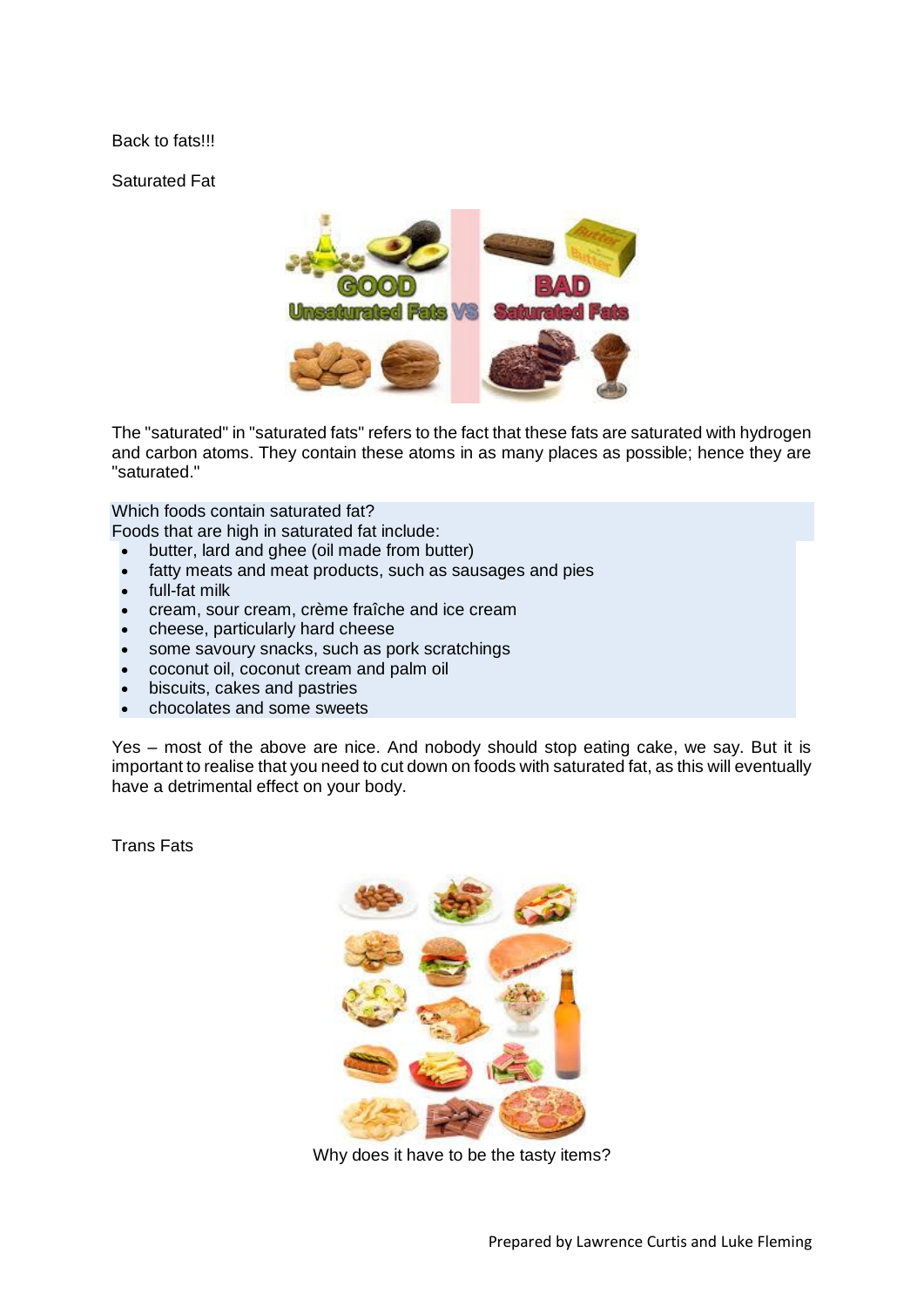Back to fats!!!

Saturated Fat

The "saturated" in "saturated fats" refers to the fact that these fats are saturated with hydrogen and carbon atoms. They contain these atoms in as many places as possible; hence they are "saturated."

Which foods contain saturated fat?

Foods that are high in saturated fat include:

- butter, lard and ghee (oil made from butter)
- fatty meats and meat products, such as sausages and pies
- full-fat milk
- cream, sour cream, crème fraîche and ice cream
- cheese, particularly hard cheese
- some savoury snacks, such as pork scratchings
- coconut oil, coconut cream and palm oil
- biscuits, cakes and pastries
- chocolates and some sweets

Yes – most of the above are nice. And nobody should stop eating cake, we say. But it is important to realise that you need to cut down on foods with saturated fat, as this will eventually have a detrimental effect on your body.

Trans Fats

Why does it have to be the tasty items?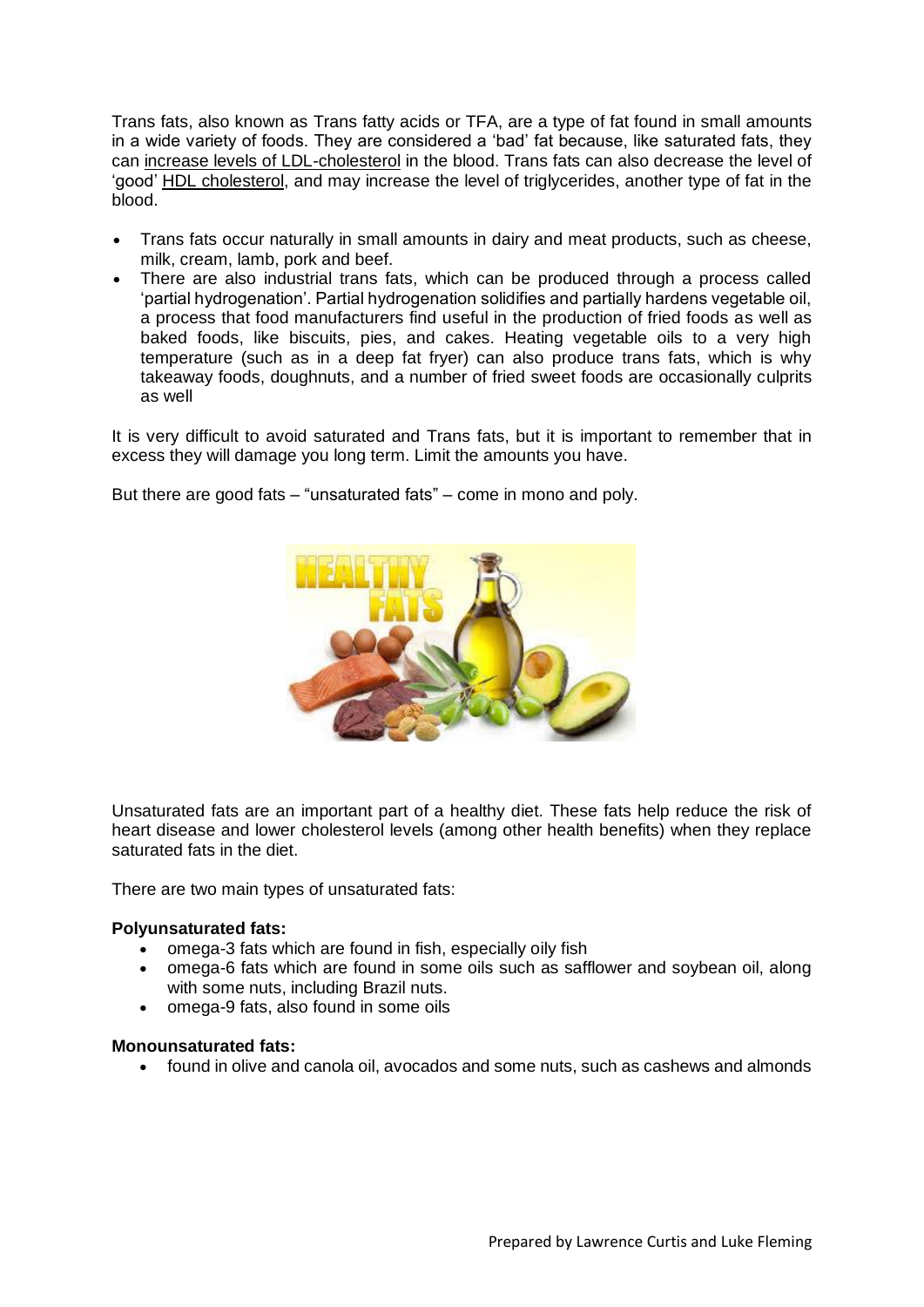Trans fats, also known as Trans fatty acids or TFA, are a type of fat found in small amounts in a wide variety of foods. They are considered a 'bad' fat because, like saturated fats, they can increase levels of LDL-cholesterol in the blood. Trans fats can also decrease the level of 'good' HDL cholesterol, and may increase the level of triglycerides, another type of fat in the blood.

- Trans fats occur naturally in small amounts in dairy and meat products, such as cheese, milk, cream, lamb, pork and beef.
- There are also industrial trans fats, which can be produced through a process called 'partial hydrogenation'. Partial hydrogenation solidifies and partially hardens vegetable oil, a process that food manufacturers find useful in the production of fried foods as well as baked foods, like biscuits, pies, and cakes. Heating vegetable oils to a very high temperature (such as in a deep fat fryer) can also produce trans fats, which is why takeaway foods, doughnuts, and a number of fried sweet foods are occasionally culprits as well

It is very difficult to avoid saturated and Trans fats, but it is important to remember that in excess they will damage you long term. Limit the amounts you have.

But there are good fats – "unsaturated fats" – come in mono and poly.

Unsaturated fats are an important part of a healthy diet. These fats help reduce the risk of heart disease and lower cholesterol levels (among other health benefits) when they replace saturated fats in the diet.

There are two main types of unsaturated fats:

**Polyunsaturated fats:**

- omega-3 fats which are found in fish, especially oily fish
- omega-6 fats which are found in some oils such as safflower and soybean oil, along with some nuts, including Brazil nuts.
- omega-9 fats, also found in some oils

**Monounsaturated fats:**

- found in olive and canola oil, avocados and some nuts, such as cashews and almonds

Prepared by Lawrence Curtis and Luke Fleming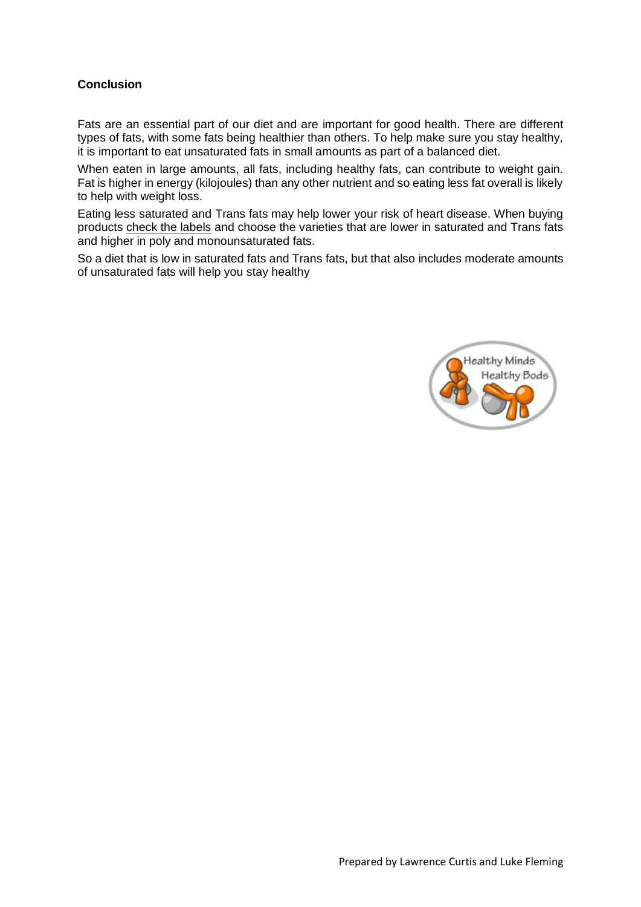**Conclusion**

Fats are an essential part of our diet and are important for good health. There are different types of fats, with some fats being healthier than others. To help make sure you stay healthy, it is important to eat unsaturated fats in small amounts as part of a balanced diet.

When eaten in large amounts, all fats, including healthy fats, can contribute to weight gain. Fat is higher in energy (kilojoules) than any other nutrient and so eating less fat overall is likely to help with weight loss.

Eating less saturated and Trans fats may help lower your risk of heart disease. When buying products check the labels and choose the varieties that are lower in saturated and Trans fats and higher in poly and monounsaturated fats.

So a diet that is low in saturated fats and Trans fats, but that also includes moderate amounts of unsaturated fats will help you stay healthy

Healthy Minds Healthy Bods

Prepared by Lawrence Curtis and Luke Fleming